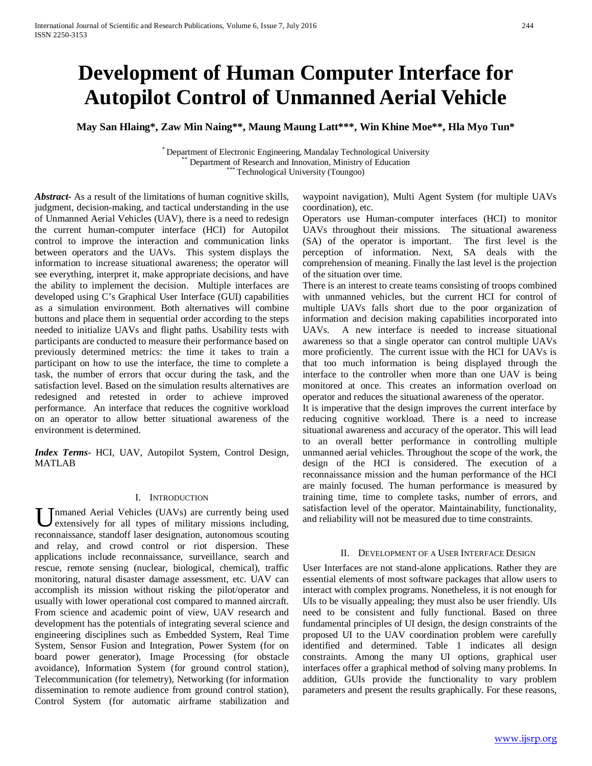# Development of Human Computer Interface for Autopilot Control of Unmanned Aerial Vehicle

**May San Hlaing*, Zaw Min Naing**, Maung Maung Latt***, Win Khine Moe**, Hla Myo Tun***

* Department of Electronic Engineering, Mandalay Technological University
** Department of Research and Innovation, Ministry of Education
*** Technological University (Toungoo)

***Abstract-*** As a result of the limitations of human cognitive skills, judgment, decision-making, and tactical understanding in the use of Unmanned Aerial Vehicles (UAV), there is a need to redesign the current human-computer interface (HCI) for Autopilot control to improve the interaction and communication links between operators and the UAVs. This system displays the information to increase situational awareness; the operator will see everything, interpret it, make appropriate decisions, and have the ability to implement the decision. Multiple interfaces are developed using C's Graphical User Interface (GUI) capabilities as a simulation environment. Both alternatives will combine buttons and place them in sequential order according to the steps needed to initialize UAVs and flight paths. Usability tests with participants are conducted to measure their performance based on previously determined metrics: the time it takes to train a participant on how to use the interface, the time to complete a task, the number of errors that occur during the task, and the satisfaction level. Based on the simulation results alternatives are redesigned and retested in order to achieve improved performance. An interface that reduces the cognitive workload on an operator to allow better situational awareness of the environment is determined.

***Index Terms-*** HCI, UAV, Autopilot System, Control Design, MATLAB

## I. Introduction

Unmaned Aerial Vehicles (UAVs) are currently being used extensively for all types of military missions including, reconnaissance, standoff laser designation, autonomous scouting and relay, and crowd control or riot dispersion. These applications include reconnaissance, surveillance, search and rescue, remote sensing (nuclear, biological, chemical), traffic monitoring, natural disaster damage assessment, etc. UAV can accomplish its mission without risking the pilot/operator and usually with lower operational cost compared to manned aircraft. From science and academic point of view, UAV research and development has the potentials of integrating several science and engineering disciplines such as Embedded System, Real Time System, Sensor Fusion and Integration, Power System (for on board power generator), Image Processing (for obstacle avoidance), Information System (for ground control station), Telecommunication (for telemetry), Networking (for information dissemination to remote audience from ground control station), Control System (for automatic airframe stabilization and waypoint navigation), Multi Agent System (for multiple UAVs coordination), etc.

Operators use Human-computer interfaces (HCI) to monitor UAVs throughout their missions. The situational awareness (SA) of the operator is important. The first level is the perception of information. Next, SA deals with the comprehension of meaning. Finally the last level is the projection of the situation over time.

There is an interest to create teams consisting of troops combined with unmanned vehicles, but the current HCI for control of multiple UAVs falls short due to the poor organization of information and decision making capabilities incorporated into UAVs. A new interface is needed to increase situational awareness so that a single operator can control multiple UAVs more proficiently. The current issue with the HCI for UAVs is that too much information is being displayed through the interface to the controller when more than one UAV is being monitored at once. This creates an information overload on operator and reduces the situational awareness of the operator.

It is imperative that the design improves the current interface by reducing cognitive workload. There is a need to increase situational awareness and accuracy of the operator. This will lead to an overall better performance in controlling multiple unmanned aerial vehicles. Throughout the scope of the work, the design of the HCI is considered. The execution of a reconnaissance mission and the human performance of the HCI are mainly focused. The human performance is measured by training time, time to complete tasks, number of errors, and satisfaction level of the operator. Maintainability, functionality, and reliability will not be measured due to time constraints.

## II. Development of a User Interface Design

User Interfaces are not stand-alone applications. Rather they are essential elements of most software packages that allow users to interact with complex programs. Nonetheless, it is not enough for UIs to be visually appealing; they must also be user friendly. UIs need to be consistent and fully functional. Based on three fundamental principles of UI design, the design constraints of the proposed UI to the UAV coordination problem were carefully identified and determined. Table 1 indicates all design constraints. Among the many UI options, graphical user interfaces offer a graphical method of solving many problems. In addition, GUIs provide the functionality to vary problem parameters and present the results graphically. For these reasons,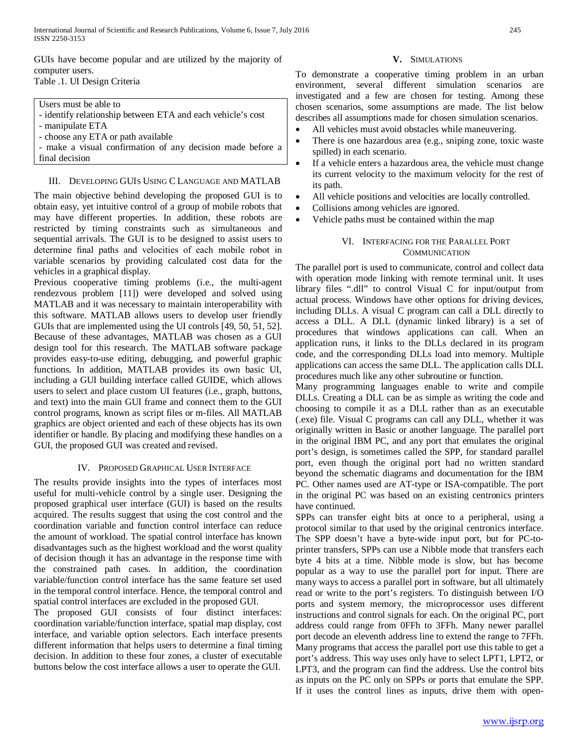GUIs have become popular and are utilized by the majority of computer users.

Table .1. UI Design Criteria

| Users must be able to |
| --- |
| - identify relationship between ETA and each vehicle's cost |
| - manipulate ETA |
| - choose any ETA or path available |
| - make a visual confirmation of any decision made before a final decision |

## III. Developing GUIs Using C Language and MATLAB

The main objective behind developing the proposed GUI is to obtain easy, yet intuitive control of a group of mobile robots that may have different properties. In addition, these robots are restricted by timing constraints such as simultaneous and sequential arrivals. The GUI is to be designed to assist users to determine final paths and velocities of each mobile robot in variable scenarios by providing calculated cost data for the vehicles in a graphical display.

Previous cooperative timing problems (i.e., the multi-agent rendezvous problem [11]) were developed and solved using MATLAB and it was necessary to maintain interoperability with this software. MATLAB allows users to develop user friendly GUIs that are implemented using the UI controls [49, 50, 51, 52]. Because of these advantages, MATLAB was chosen as a GUI design tool for this research. The MATLAB software package provides easy-to-use editing, debugging, and powerful graphic functions. In addition, MATLAB provides its own basic UI, including a GUI building interface called GUIDE, which allows users to select and place custom UI features (i.e., graph, buttons, and text) into the main GUI frame and connect them to the GUI control programs, known as script files or m-files. All MATLAB graphics are object oriented and each of these objects has its own identifier or handle. By placing and modifying these handles on a GUI, the proposed GUI was created and revised.

## IV. Proposed Graphical User Interface

The results provide insights into the types of interfaces most useful for multi-vehicle control by a single user. Designing the proposed graphical user interface (GUI) is based on the results acquired. The results suggest that using the cost control and the coordination variable and function control interface can reduce the amount of workload. The spatial control interface has known disadvantages such as the highest workload and the worst quality of decision though it has an advantage in the response time with the constrained path cases. In addition, the coordination variable/function control interface has the same feature set used in the temporal control interface. Hence, the temporal control and spatial control interfaces are excluded in the proposed GUI.

The proposed GUI consists of four distinct interfaces: coordination variable/function interface, spatial map display, cost interface, and variable option selectors. Each interface presents different information that helps users to determine a final timing decision. In addition to these four zones, a cluster of executable buttons below the cost interface allows a user to operate the GUI.

## V. Simulations

To demonstrate a cooperative timing problem in an urban environment, several different simulation scenarios are investigated and a few are chosen for testing. Among these chosen scenarios, some assumptions are made. The list below describes all assumptions made for chosen simulation scenarios.

- All vehicles must avoid obstacles while maneuvering.
- There is one hazardous area (e.g., sniping zone, toxic waste spilled) in each scenario.
- If a vehicle enters a hazardous area, the vehicle must change its current velocity to the maximum velocity for the rest of its path.
- All vehicle positions and velocities are locally controlled.
- Collisions among vehicles are ignored.
- Vehicle paths must be contained within the map

## VI. Interfacing for the Parallel Port Communication

The parallel port is used to communicate, control and collect data with operation mode linking with remote terminal unit. It uses library files ".dll" to control Visual C for input/output from actual process. Windows have other options for driving devices, including DLLs. A visual C program can call a DLL directly to access a DLL. A DLL (dynamic linked library) is a set of procedures that windows applications can call. When an application runs, it links to the DLLs declared in its program code, and the corresponding DLLs load into memory. Multiple applications can access the same DLL. The application calls DLL procedures much like any other subroutine or function.

Many programming languages enable to write and compile DLLs. Creating a DLL can be as simple as writing the code and choosing to compile it as a DLL rather than as an executable (.exe) file. Visual C programs can call any DLL, whether it was originally written in Basic or another language. The parallel port in the original IBM PC, and any port that emulates the original port's design, is sometimes called the SPP, for standard parallel port, even though the original port had no written standard beyond the schematic diagrams and documentation for the IBM PC. Other names used are AT-type or ISA-compatible. The port in the original PC was based on an existing centronics printers have continued.

SPPs can transfer eight bits at once to a peripheral, using a protocol similar to that used by the original centronics interface. The SPP doesn't have a byte-wide input port, but for PC-to-printer transfers, SPPs can use a Nibble mode that transfers each byte 4 bits at a time. Nibble mode is slow, but has become popular as a way to use the parallel port for input. There are many ways to access a parallel port in software, but all ultimately read or write to the port's registers. To distinguish between I/O ports and system memory, the microprocessor uses different instructions and control signals for each. On the original PC, port address could range from 0FFh to 3FFh. Many newer parallel port decode an eleventh address line to extend the range to 7FFh. Many programs that access the parallel port use this table to get a port's address. This way uses only have to select LPT1, LPT2, or LPT3, and the program can find the address. Use the control bits as inputs on the PC only on SPPs or ports that emulate the SPP. If it uses the control lines as inputs, drive them with open-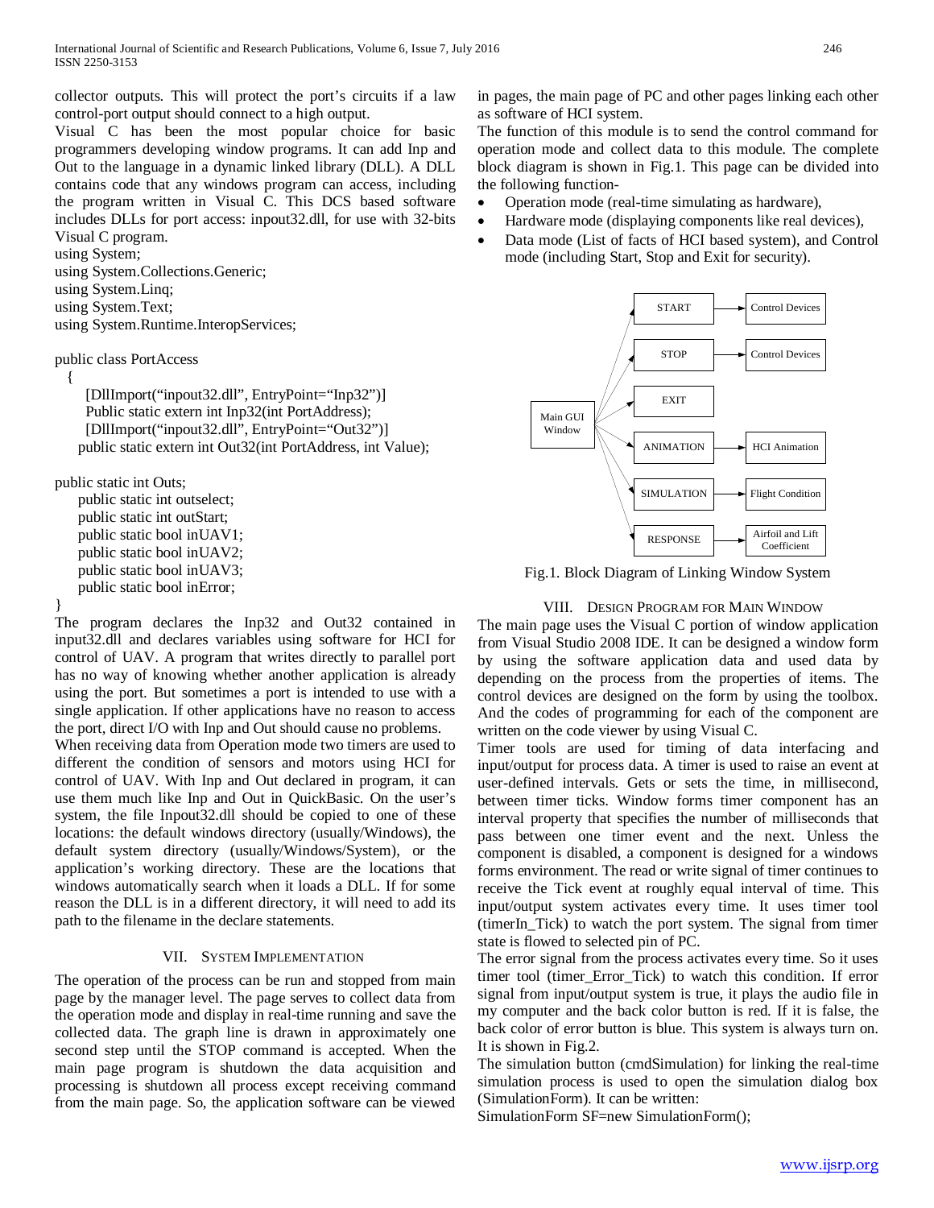collector outputs. This will protect the port's circuits if a law control-port output should connect to a high output.

Visual C has been the most popular choice for basic programmers developing window programs. It can add Inp and Out to the language in a dynamic linked library (DLL). A DLL contains code that any windows program can access, including the program written in Visual C. This DCS based software includes DLLs for port access: inpout32.dll, for use with 32-bits Visual C program.

```
using System;
using System.Collections.Generic;
using System.Linq;
using System.Text;
using System.Runtime.InteropServices;

public class PortAccess
  {
     [DllImport("inpout32.dll", EntryPoint="Inp32")]
     Public static extern int Inp32(int PortAddress);
     [DllImport("inpout32.dll", EntryPoint="Out32")]
    public static extern int Out32(int PortAddress, int Value);

public static int Outs;
    public static int outselect;
    public static int outStart;
    public static bool inUAV1;
    public static bool inUAV2;
    public static bool inUAV3;
    public static bool inError;
}
```

The program declares the Inp32 and Out32 contained in input32.dll and declares variables using software for HCI for control of UAV. A program that writes directly to parallel port has no way of knowing whether another application is already using the port. But sometimes a port is intended to use with a single application. If other applications have no reason to access the port, direct I/O with Inp and Out should cause no problems.

When receiving data from Operation mode two timers are used to different the condition of sensors and motors using HCI for control of UAV. With Inp and Out declared in program, it can use them much like Inp and Out in QuickBasic. On the user's system, the file Inpout32.dll should be copied to one of these locations: the default windows directory (usually/Windows), the default system directory (usually/Windows/System), or the application's working directory. These are the locations that windows automatically search when it loads a DLL. If for some reason the DLL is in a different directory, it will need to add its path to the filename in the declare statements.

## VII. System Implementation

The operation of the process can be run and stopped from main page by the manager level. The page serves to collect data from the operation mode and display in real-time running and save the collected data. The graph line is drawn in approximately one second step until the STOP command is accepted. When the main page program is shutdown the data acquisition and processing is shutdown all process except receiving command from the main page. So, the application software can be viewed in pages, the main page of PC and other pages linking each other as software of HCI system.

The function of this module is to send the control command for operation mode and collect data to this module. The complete block diagram is shown in Fig.1. This page can be divided into the following function-

- Operation mode (real-time simulating as hardware),
- Hardware mode (displaying components like real devices),
- Data mode (List of facts of HCI based system), and Control mode (including Start, Stop and Exit for security).

Fig.1. Block Diagram of Linking Window System

## VIII. Design Program for Main Window

The main page uses the Visual C portion of window application from Visual Studio 2008 IDE. It can be designed a window form by using the software application data and used data by depending on the process from the properties of items. The control devices are designed on the form by using the toolbox. And the codes of programming for each of the component are written on the code viewer by using Visual C.

Timer tools are used for timing of data interfacing and input/output for process data. A timer is used to raise an event at user-defined intervals. Gets or sets the time, in millisecond, between timer ticks. Window forms timer component has an interval property that specifies the number of milliseconds that pass between one timer event and the next. Unless the component is disabled, a component is designed for a windows forms environment. The read or write signal of timer continues to receive the Tick event at roughly equal interval of time. This input/output system activates every time. It uses timer tool (timerIn_Tick) to watch the port system. The signal from timer state is flowed to selected pin of PC.

The error signal from the process activates every time. So it uses timer tool (timer_Error_Tick) to watch this condition. If error signal from input/output system is true, it plays the audio file in my computer and the back color button is red. If it is false, the back color of error button is blue. This system is always turn on. It is shown in Fig.2.

The simulation button (cmdSimulation) for linking the real-time simulation process is used to open the simulation dialog box (SimulationForm). It can be written:

SimulationForm SF=new SimulationForm();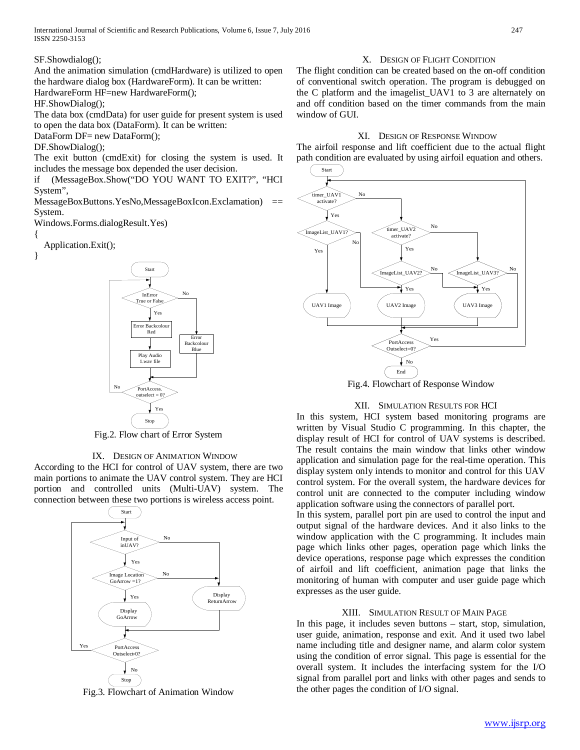SF.Showdialog();

And the animation simulation (cmdHardware) is utilized to open the hardware dialog box (HardwareForm). It can be written:

HardwareForm HF=new HardwareForm();

HF.ShowDialog();

The data box (cmdData) for user guide for present system is used to open the data box (DataForm). It can be written:

DataForm DF= new DataForm();

DF.ShowDialog();

The exit button (cmdExit) for closing the system is used. It includes the message box depended the user decision.

```
if (MessageBox.Show("DO YOU WANT TO EXIT?", "HCI System",
MessageBoxButtons.YesNo,MessageBoxIcon.Exclamation) == System.
Windows.Forms.dialogResult.Yes)
{
   Application.Exit();
}
```

Fig.2. Flow chart of Error System

## IX. Design of Animation Window

According to the HCI for control of UAV system, there are two main portions to animate the UAV control system. They are HCI portion and controlled units (Multi-UAV) system. The connection between these two portions is wireless access point.

Fig.3. Flowchart of Animation Window

## X. Design of Flight Condition

The flight condition can be created based on the on-off condition of conventional switch operation. The program is debugged on the C platform and the imagelist_UAV1 to 3 are alternately on and off condition based on the timer commands from the main window of GUI.

## XI. Design of Response Window

The airfoil response and lift coefficient due to the actual flight path condition are evaluated by using airfoil equation and others.

Fig.4. Flowchart of Response Window

## XII. Simulation Results for HCI

In this system, HCI system based monitoring programs are written by Visual Studio C programming. In this chapter, the display result of HCI for control of UAV systems is described. The result contains the main window that links other window application and simulation page for the real-time operation. This display system only intends to monitor and control for this UAV control system. For the overall system, the hardware devices for control unit are connected to the computer including window application software using the connectors of parallel port.

In this system, parallel port pin are used to control the input and output signal of the hardware devices. And it also links to the window application with the C programming. It includes main page which links other pages, operation page which links the device operations, response page which expresses the condition of airfoil and lift coefficient, animation page that links the monitoring of human with computer and user guide page which expresses as the user guide.

## XIII. Simulation Result of Main Page

In this page, it includes seven buttons – start, stop, simulation, user guide, animation, response and exit. And it used two label name including title and designer name, and alarm color system using the condition of error signal. This page is essential for the overall system. It includes the interfacing system for the I/O signal from parallel port and links with other pages and sends to the other pages the condition of I/O signal.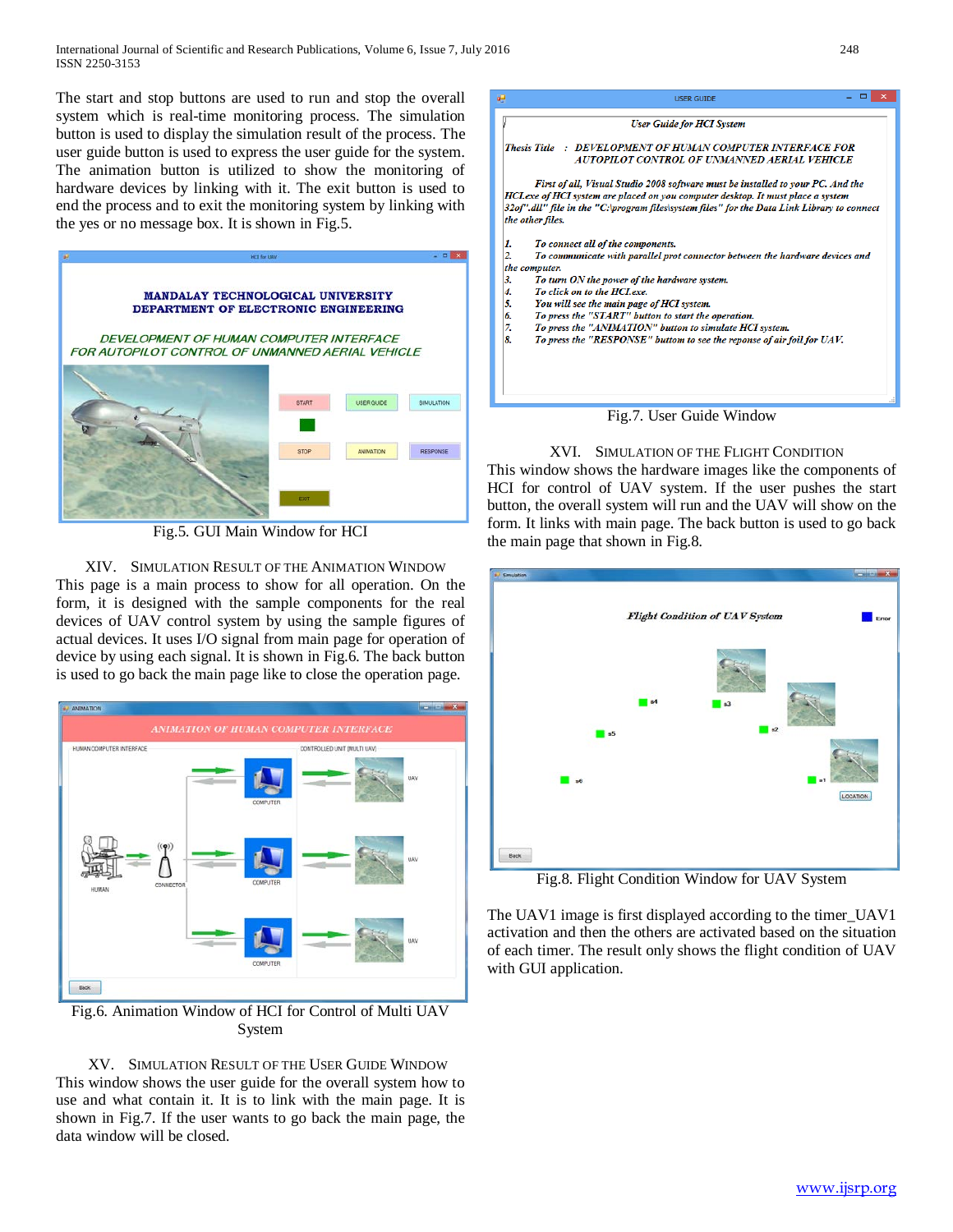The start and stop buttons are used to run and stop the overall system which is real-time monitoring process. The simulation button is used to display the simulation result of the process. The user guide button is used to express the user guide for the system. The animation button is utilized to show the monitoring of hardware devices by linking with it. The exit button is used to end the process and to exit the monitoring system by linking with the yes or no message box. It is shown in Fig.5.

Fig.5. GUI Main Window for HCI

## XIV. Simulation Result of the Animation Window

This page is a main process to show for all operation. On the form, it is designed with the sample components for the real devices of UAV control system by using the sample figures of actual devices. It uses I/O signal from main page for operation of device by using each signal. It is shown in Fig.6. The back button is used to go back the main page like to close the operation page.

Fig.6. Animation Window of HCI for Control of Multi UAV System

## XV. Simulation Result of the User Guide Window

This window shows the user guide for the overall system how to use and what contain it. It is to link with the main page. It is shown in Fig.7. If the user wants to go back the main page, the data window will be closed.

Fig.7. User Guide Window

## XVI. Simulation of the Flight Condition

This window shows the hardware images like the components of HCI for control of UAV system. If the user pushes the start button, the overall system will run and the UAV will show on the form. It links with main page. The back button is used to go back the main page that shown in Fig.8.

Fig.8. Flight Condition Window for UAV System

The UAV1 image is first displayed according to the timer_UAV1 activation and then the others are activated based on the situation of each timer. The result only shows the flight condition of UAV with GUI application.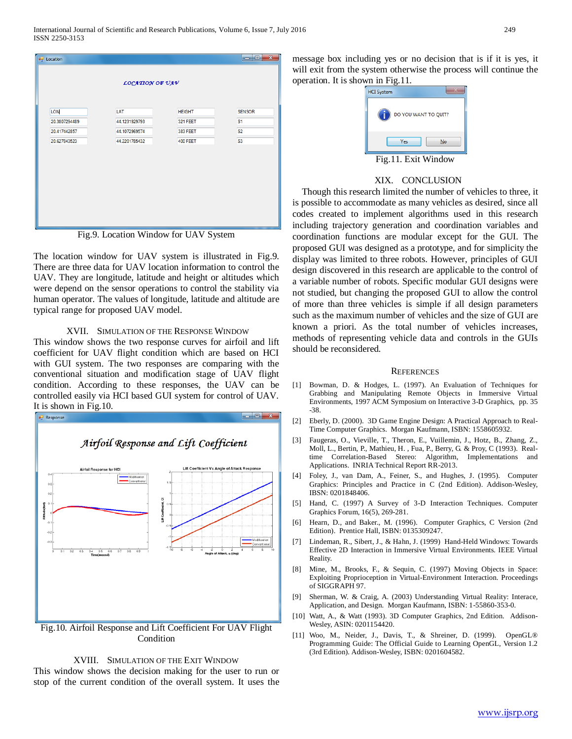Fig.9. Location Window for UAV System

The location window for UAV system is illustrated in Fig.9. There are three data for UAV location information to control the UAV. They are longitude, latitude and height or altitudes which were depend on the sensor operations to control the stability via human operator. The values of longitude, latitude and altitude are typical range for proposed UAV model.

## XVII. Simulation of the Response Window

This window shows the two response curves for airfoil and lift coefficient for UAV flight condition which are based on HCI with GUI system. The two responses are comparing with the conventional situation and modification stage of UAV flight condition. According to these responses, the UAV can be controlled easily via HCI based GUI system for control of UAV. It is shown in Fig.10.

Fig.10. Airfoil Response and Lift Coefficient For UAV Flight Condition

## XVIII. Simulation of the Exit Window

This window shows the decision making for the user to run or stop of the current condition of the overall system. It uses the message box including yes or no decision that is if it is yes, it will exit from the system otherwise the process will continue the operation. It is shown in Fig.11.

Fig.11. Exit Window

## XIX. Conclusion

Though this research limited the number of vehicles to three, it is possible to accommodate as many vehicles as desired, since all codes created to implement algorithms used in this research including trajectory generation and coordination variables and coordination functions are modular except for the GUI. The proposed GUI was designed as a prototype, and for simplicity the display was limited to three robots. However, principles of GUI design discovered in this research are applicable to the control of a variable number of robots. Specific modular GUI designs were not studied, but changing the proposed GUI to allow the control of more than three vehicles is simple if all design parameters such as the maximum number of vehicles and the size of GUI are known a priori. As the total number of vehicles increases, methods of representing vehicle data and controls in the GUIs should be reconsidered.

## References

[1] Bowman, D. & Hodges, L. (1997). An Evaluation of Techniques for Grabbing and Manipulating Remote Objects in Immersive Virtual Environments, 1997 ACM Symposium on Interactive 3-D Graphics, pp. 35 -38.

[2] Eberly, D. (2000). 3D Game Engine Design: A Practical Approach to Real-Time Computer Graphics. Morgan Kaufmann, ISBN: 1558605932.

[3] Faugeras, O., Vieville, T., Theron, E., Vuillemin, J., Hotz, B., Zhang, Z., Moll, L., Bertin, P., Mathieu, H. , Fua, P., Berry, G. & Proy, C (1993). Real-time Correlation-Based Stereo: Algorithm, Implementations and Applications. INRIA Technical Report RR-2013.

[4] Foley, J., van Dam, A., Feiner, S., and Hughes, J. (1995). Computer Graphics: Principles and Practice in C (2nd Edition). Addison-Wesley, IBSN: 0201848406.

[5] Hand, C. (1997) A Survey of 3-D Interaction Techniques. Computer Graphics Forum, 16(5), 269-281.

[6] Hearn, D., and Baker., M. (1996). Computer Graphics, C Version (2nd Edition). Prentice Hall, ISBN: 0135309247.

[7] Lindeman, R., Sibert, J., & Hahn, J. (1999) Hand-Held Windows: Towards Effective 2D Interaction in Immersive Virtual Environments. IEEE Virtual Reality.

[8] Mine, M., Brooks, F., & Sequin, C. (1997) Moving Objects in Space: Exploiting Proprioception in Virtual-Environment Interaction. Proceedings of SIGGRAPH 97.

[9] Sherman, W. & Craig, A. (2003) Understanding Virtual Reality: Interace, Application, and Design. Morgan Kaufmann, ISBN: 1-55860-353-0.

[10] Watt, A., & Watt (1993). 3D Computer Graphics, 2nd Edition. Addison-Wesley, ASIN: 0201154420.

[11] Woo, M., Neider, J., Davis, T., & Shreiner, D. (1999). OpenGL® Programming Guide: The Official Guide to Learning OpenGL, Version 1.2 (3rd Edition). Addison-Wesley, ISBN: 0201604582.